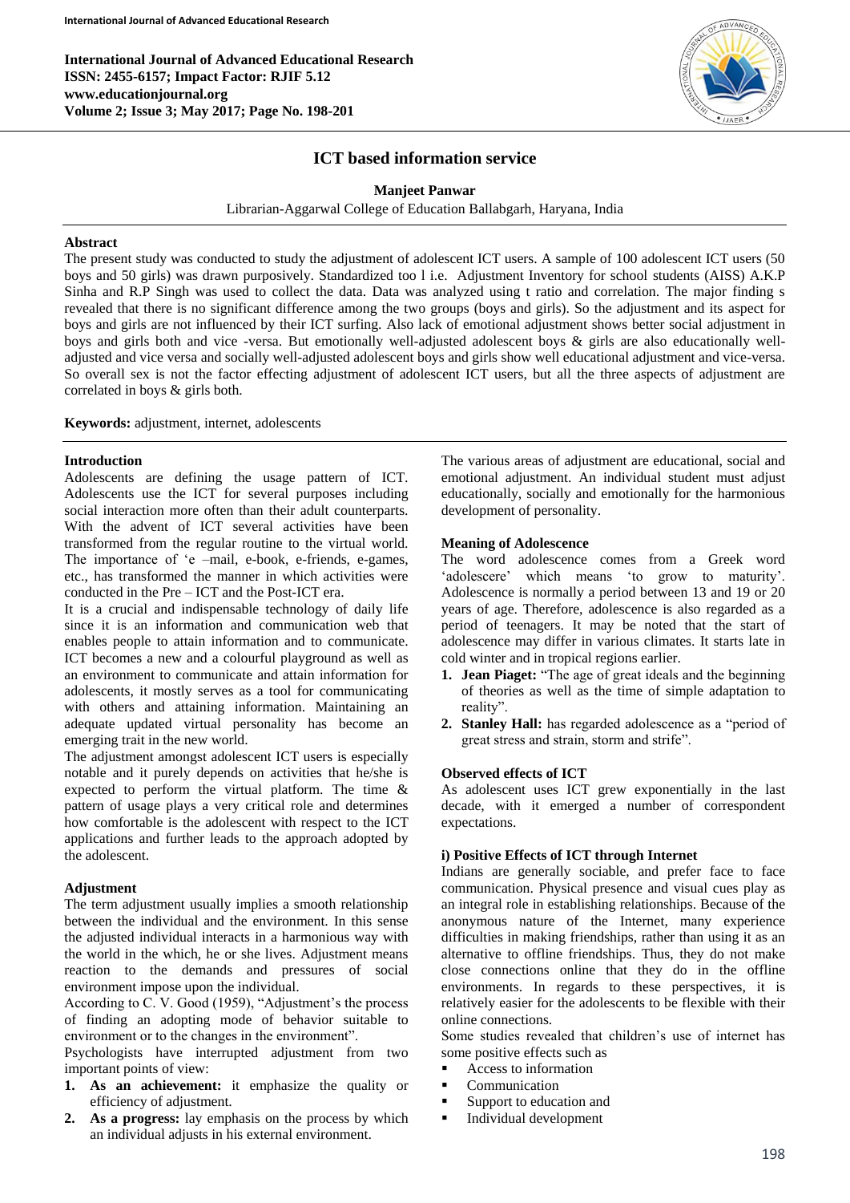# ICT based information service

**Manjeet Panwar**

Librarian-Aggarwal College of Education Ballabgarh, Haryana, India

## Abstract

The present study was conducted to study the adjustment of adolescent ICT users. A sample of 100 adolescent ICT users (50 boys and 50 girls) was drawn purposively. Standardized too l i.e. Adjustment Inventory for school students (AISS) A.K.P Sinha and R.P Singh was used to collect the data. Data was analyzed using t ratio and correlation. The major finding s revealed that there is no significant difference among the two groups (boys and girls). So the adjustment and its aspect for boys and girls are not influenced by their ICT surfing. Also lack of emotional adjustment shows better social adjustment in boys and girls both and vice -versa. But emotionally well-adjusted adolescent boys & girls are also educationally well-adjusted and vice versa and socially well-adjusted adolescent boys and girls show well educational adjustment and vice-versa. So overall sex is not the factor effecting adjustment of adolescent ICT users, but all the three aspects of adjustment are correlated in boys & girls both.

**Keywords:** adjustment, internet, adolescents

## Introduction

Adolescents are defining the usage pattern of ICT. Adolescents use the ICT for several purposes including social interaction more often than their adult counterparts. With the advent of ICT several activities have been transformed from the regular routine to the virtual world. The importance of 'e –mail, e-book, e-friends, e-games, etc., has transformed the manner in which activities were conducted in the Pre – ICT and the Post-ICT era.

It is a crucial and indispensable technology of daily life since it is an information and communication web that enables people to attain information and to communicate. ICT becomes a new and a colourful playground as well as an environment to communicate and attain information for adolescents, it mostly serves as a tool for communicating with others and attaining information. Maintaining an adequate updated virtual personality has become an emerging trait in the new world.

The adjustment amongst adolescent ICT users is especially notable and it purely depends on activities that he/she is expected to perform the virtual platform. The time & pattern of usage plays a very critical role and determines how comfortable is the adolescent with respect to the ICT applications and further leads to the approach adopted by the adolescent.

## Adjustment

The term adjustment usually implies a smooth relationship between the individual and the environment. In this sense the adjusted individual interacts in a harmonious way with the world in the which, he or she lives. Adjustment means reaction to the demands and pressures of social environment impose upon the individual.

According to C. V. Good (1959), "Adjustment's the process of finding an adopting mode of behavior suitable to environment or to the changes in the environment".

Psychologists have interrupted adjustment from two important points of view:

1. **As an achievement:** it emphasize the quality or efficiency of adjustment.
2. **As a progress:** lay emphasis on the process by which an individual adjusts in his external environment.

The various areas of adjustment are educational, social and emotional adjustment. An individual student must adjust educationally, socially and emotionally for the harmonious development of personality.

## Meaning of Adolescence

The word adolescence comes from a Greek word 'adolescere' which means 'to grow to maturity'. Adolescence is normally a period between 13 and 19 or 20 years of age. Therefore, adolescence is also regarded as a period of teenagers. It may be noted that the start of adolescence may differ in various climates. It starts late in cold winter and in tropical regions earlier.

1. **Jean Piaget:** "The age of great ideals and the beginning of theories as well as the time of simple adaptation to reality".
2. **Stanley Hall:** has regarded adolescence as a "period of great stress and strain, storm and strife".

## Observed effects of ICT

As adolescent uses ICT grew exponentially in the last decade, with it emerged a number of correspondent expectations.

### i) Positive Effects of ICT through Internet

Indians are generally sociable, and prefer face to face communication. Physical presence and visual cues play as an integral role in establishing relationships. Because of the anonymous nature of the Internet, many experience difficulties in making friendships, rather than using it as an alternative to offline friendships. Thus, they do not make close connections online that they do in the offline environments. In regards to these perspectives, it is relatively easier for the adolescents to be flexible with their online connections.

Some studies revealed that children's use of internet has some positive effects such as

- Access to information
- Communication
- Support to education and
- Individual development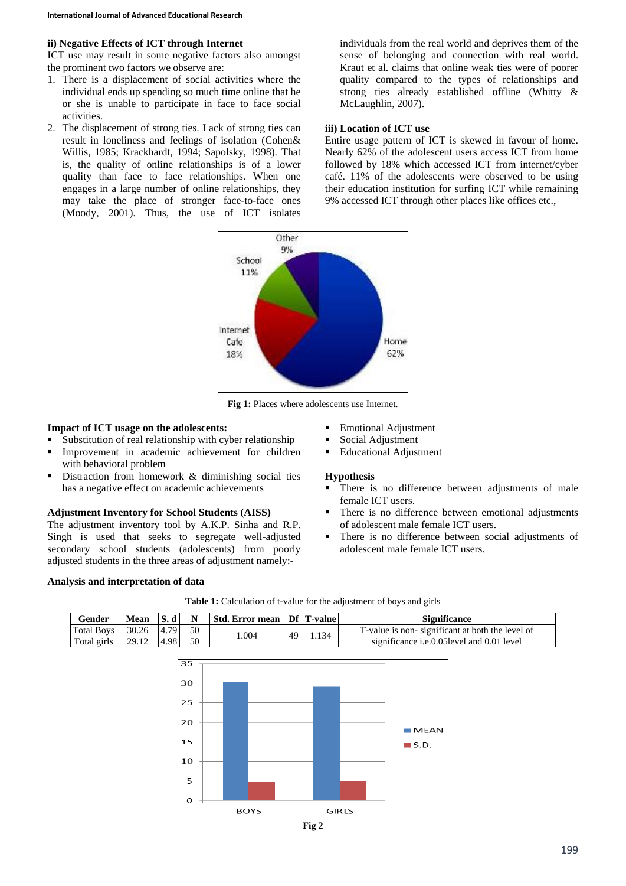**ii) Negative Effects of ICT through Internet**

ICT use may result in some negative factors also amongst the prominent two factors we observe are:

1. There is a displacement of social activities where the individual ends up spending so much time online that he or she is unable to participate in face to face social activities.
2. The displacement of strong ties. Lack of strong ties can result in loneliness and feelings of isolation (Cohen& Willis, 1985; Krackhardt, 1994; Sapolsky, 1998). That is, the quality of online relationships is of a lower quality than face to face relationships. When one engages in a large number of online relationships, they may take the place of stronger face-to-face ones (Moody, 2001). Thus, the use of ICT isolates individuals from the real world and deprives them of the sense of belonging and connection with real world. Kraut et al. claims that online weak ties were of poorer quality compared to the types of relationships and strong ties already established offline (Whitty & McLaughlin, 2007).

**iii) Location of ICT use**

Entire usage pattern of ICT is skewed in favour of home. Nearly 62% of the adolescent users access ICT from home followed by 18% which accessed ICT from internet/cyber café. 11% of the adolescents were observed to be using their education institution for surfing ICT while remaining 9% accessed ICT through other places like offices etc.,

**Fig 1:** Places where adolescents use Internet.

**Impact of ICT usage on the adolescents:**

- Substitution of real relationship with cyber relationship
- Improvement in academic achievement for children with behavioral problem
- Distraction from homework & diminishing social ties has a negative effect on academic achievements

**Adjustment Inventory for School Students (AISS)**

The adjustment inventory tool by A.K.P. Sinha and R.P. Singh is used that seeks to segregate well-adjusted secondary school students (adolescents) from poorly adjusted students in the three areas of adjustment namely:-

- Emotional Adjustment
- Social Adjustment
- Educational Adjustment

**Hypothesis**

- There is no difference between adjustments of male female ICT users.
- There is no difference between emotional adjustments of adolescent male female ICT users.
- There is no difference between social adjustments of adolescent male female ICT users.

**Analysis and interpretation of data**

**Table 1:** Calculation of t-value for the adjustment of boys and girls

| Gender | Mean | S. d | N | Std. Error mean | Df | T-value | Significance |
|---|---|---|---|---|---|---|---|
| Total Boys | 30.26 | 4.79 | 50 | 1.004 | 49 | 1.134 | T-value is non- significant at both the level of significance i.e.0.05level and 0.01 level |
| Total girls | 29.12 | 4.98 | 50 | | | | |

**Fig 2**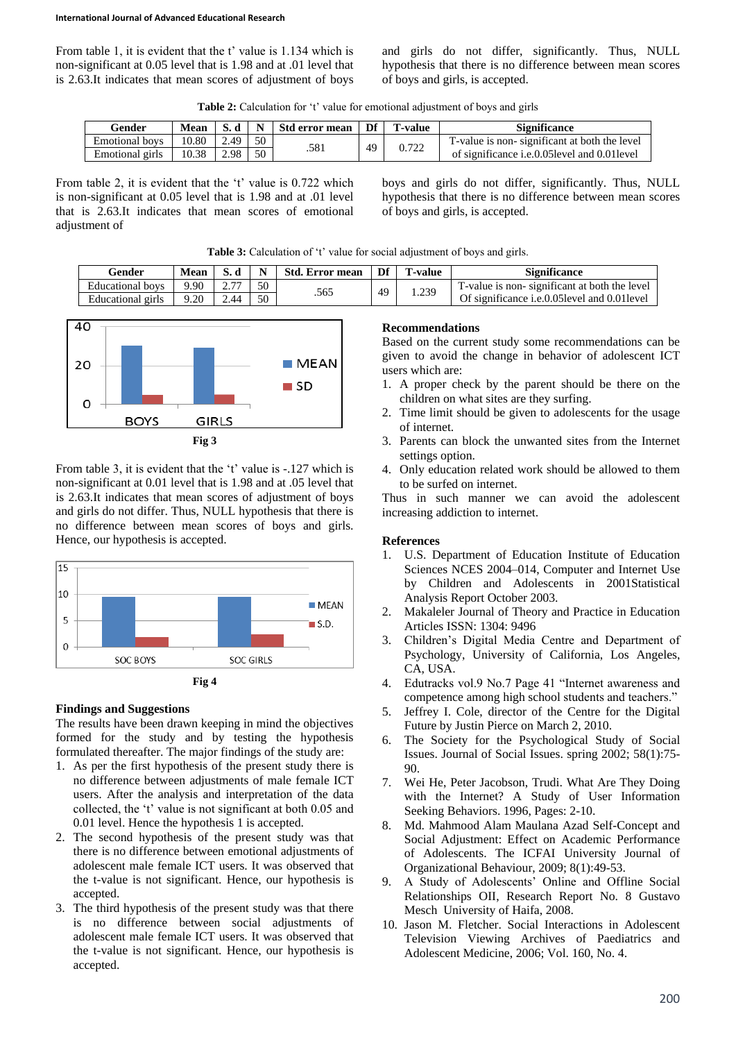From table 1, it is evident that the t' value is 1.134 which is non-significant at 0.05 level that is 1.98 and at .01 level that is 2.63.It indicates that mean scores of adjustment of boys and girls do not differ, significantly. Thus, NULL hypothesis that there is no difference between mean scores of boys and girls, is accepted.

**Table 2:** Calculation for 't' value for emotional adjustment of boys and girls

| Gender | Mean | S. d | N | Std error mean | Df | T-value | Significance |
|---|---|---|---|---|---|---|---|
| Emotional boys | 10.80 | 2.49 | 50 | .581 | 49 | 0.722 | T-value is non- significant at both the level of significance i.e.0.05level and 0.01level |
| Emotional girls | 10.38 | 2.98 | 50 | | | | |

From table 2, it is evident that the 't' value is 0.722 which is non-significant at 0.05 level that is 1.98 and at .01 level that is 2.63.It indicates that mean scores of emotional adjustment of boys and girls do not differ, significantly. Thus, NULL hypothesis that there is no difference between mean scores of boys and girls, is accepted.

**Table 3:** Calculation of 't' value for social adjustment of boys and girls.

| Gender | Mean | S. d | N | Std. Error mean | Df | T-value | Significance |
|---|---|---|---|---|---|---|---|
| Educational boys | 9.90 | 2.77 | 50 | .565 | 49 | 1.239 | T-value is non- significant at both the level Of significance i.e.0.05level and 0.01level |
| Educational girls | 9.20 | 2.44 | 50 | | | | |

**Fig 3**

From table 3, it is evident that the 't' value is -.127 which is non-significant at 0.01 level that is 1.98 and at .05 level that is 2.63.It indicates that mean scores of adjustment of boys and girls do not differ. Thus, NULL hypothesis that there is no difference between mean scores of boys and girls. Hence, our hypothesis is accepted.

**Fig 4**

## Findings and Suggestions

The results have been drawn keeping in mind the objectives formed for the study and by testing the hypothesis formulated thereafter. The major findings of the study are:

1. As per the first hypothesis of the present study there is no difference between adjustments of male female ICT users. After the analysis and interpretation of the data collected, the 't' value is not significant at both 0.05 and 0.01 level. Hence the hypothesis 1 is accepted.
2. The second hypothesis of the present study was that there is no difference between emotional adjustments of adolescent male female ICT users. It was observed that the t-value is not significant. Hence, our hypothesis is accepted.
3. The third hypothesis of the present study was that there is no difference between social adjustments of adolescent male female ICT users. It was observed that the t-value is not significant. Hence, our hypothesis is accepted.

## Recommendations

Based on the current study some recommendations can be given to avoid the change in behavior of adolescent ICT users which are:

1. A proper check by the parent should be there on the children on what sites are they surfing.
2. Time limit should be given to adolescents for the usage of internet.
3. Parents can block the unwanted sites from the Internet settings option.
4. Only education related work should be allowed to them to be surfed on internet.

Thus in such manner we can avoid the adolescent increasing addiction to internet.

## References

1. U.S. Department of Education Institute of Education Sciences NCES 2004–014, Computer and Internet Use by Children and Adolescents in 2001Statistical Analysis Report October 2003.
2. Makaleler Journal of Theory and Practice in Education Articles ISSN: 1304: 9496
3. Children's Digital Media Centre and Department of Psychology, University of California, Los Angeles, CA, USA.
4. Edutracks vol.9 No.7 Page 41 "Internet awareness and competence among high school students and teachers."
5. Jeffrey I. Cole, director of the Centre for the Digital Future by Justin Pierce on March 2, 2010.
6. The Society for the Psychological Study of Social Issues. Journal of Social Issues. spring 2002; 58(1):75-90.
7. Wei He, Peter Jacobson, Trudi. What Are They Doing with the Internet? A Study of User Information Seeking Behaviors. 1996, Pages: 2-10.
8. Md. Mahmood Alam Maulana Azad Self-Concept and Social Adjustment: Effect on Academic Performance of Adolescents. The ICFAI University Journal of Organizational Behaviour, 2009; 8(1):49-53.
9. A Study of Adolescents' Online and Offline Social Relationships OII, Research Report No. 8 Gustavo Mesch University of Haifa, 2008.
10. Jason M. Fletcher. Social Interactions in Adolescent Television Viewing Archives of Paediatrics and Adolescent Medicine, 2006; Vol. 160, No. 4.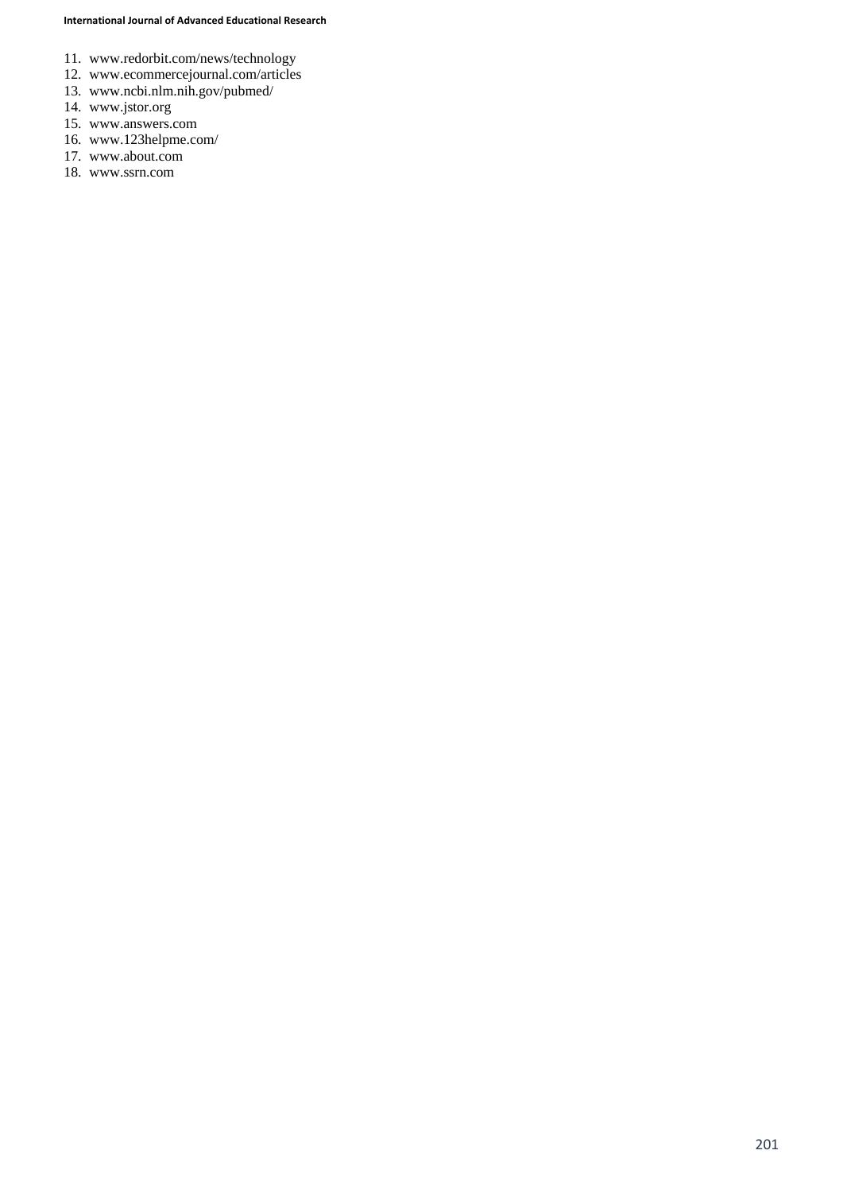11. www.redorbit.com/news/technology
12. www.ecommercejournal.com/articles
13. www.ncbi.nlm.nih.gov/pubmed/
14. www.jstor.org
15. www.answers.com
16. www.123helpme.com/
17. www.about.com
18. www.ssrn.com